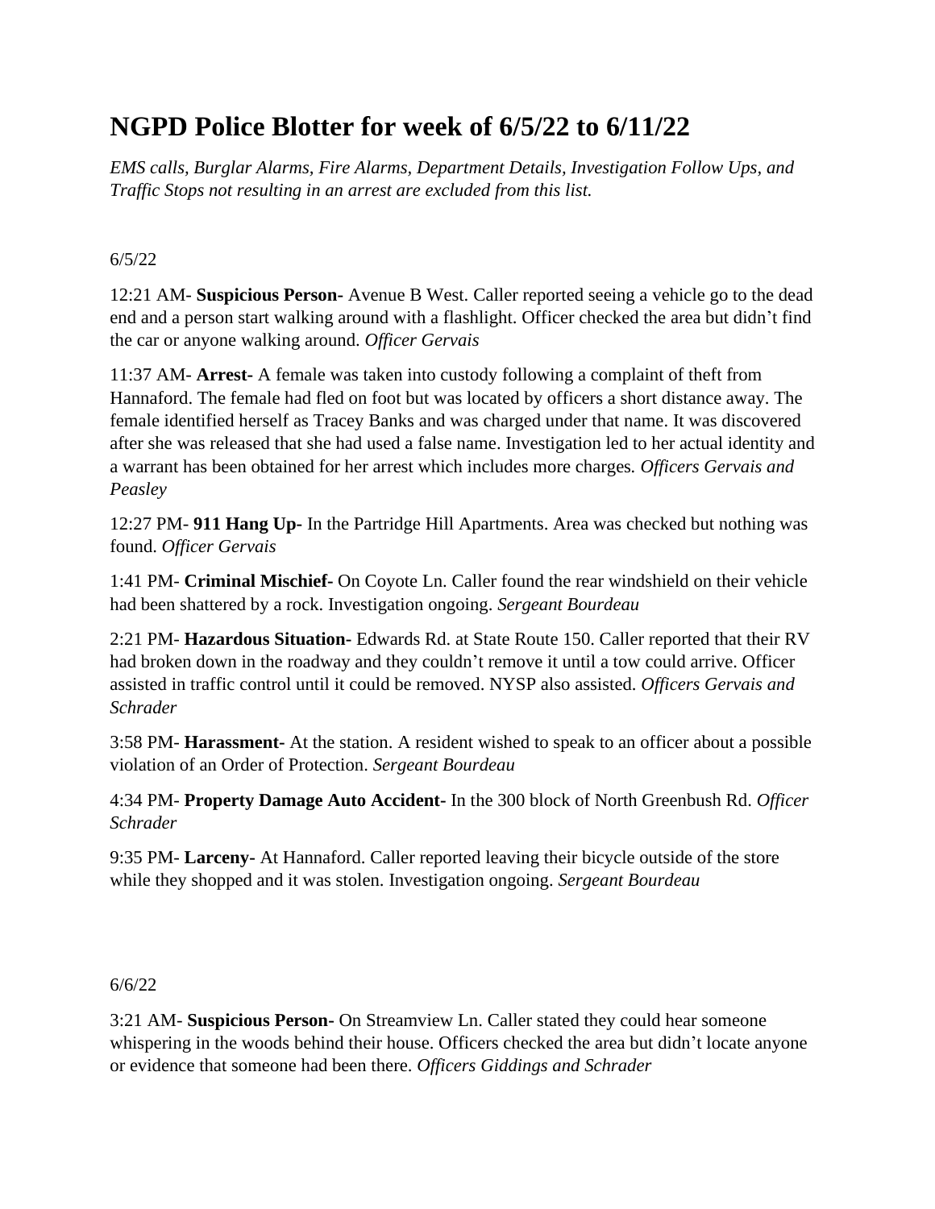# NGPD Police Blotter for week of 6/5/22 to 6/11/22

*EMS calls, Burglar Alarms, Fire Alarms, Department Details, Investigation Follow Ups, and Traffic Stops not resulting in an arrest are excluded from this list.*

6/5/22

12:21 AM- **Suspicious Person-** Avenue B West. Caller reported seeing a vehicle go to the dead end and a person start walking around with a flashlight. Officer checked the area but didn't find the car or anyone walking around. *Officer Gervais*

11:37 AM- **Arrest-** A female was taken into custody following a complaint of theft from Hannaford. The female had fled on foot but was located by officers a short distance away. The female identified herself as Tracey Banks and was charged under that name. It was discovered after she was released that she had used a false name. Investigation led to her actual identity and a warrant has been obtained for her arrest which includes more charges. *Officers Gervais and Peasley*

12:27 PM- **911 Hang Up-** In the Partridge Hill Apartments. Area was checked but nothing was found. *Officer Gervais*

1:41 PM- **Criminal Mischief-** On Coyote Ln. Caller found the rear windshield on their vehicle had been shattered by a rock. Investigation ongoing. *Sergeant Bourdeau*

2:21 PM- **Hazardous Situation-** Edwards Rd. at State Route 150. Caller reported that their RV had broken down in the roadway and they couldn't remove it until a tow could arrive. Officer assisted in traffic control until it could be removed. NYSP also assisted. *Officers Gervais and Schrader*

3:58 PM- **Harassment-** At the station. A resident wished to speak to an officer about a possible violation of an Order of Protection. *Sergeant Bourdeau*

4:34 PM- **Property Damage Auto Accident-** In the 300 block of North Greenbush Rd. *Officer Schrader*

9:35 PM- **Larceny-** At Hannaford. Caller reported leaving their bicycle outside of the store while they shopped and it was stolen. Investigation ongoing. *Sergeant Bourdeau*

6/6/22

3:21 AM- **Suspicious Person-** On Streamview Ln. Caller stated they could hear someone whispering in the woods behind their house. Officers checked the area but didn't locate anyone or evidence that someone had been there. *Officers Giddings and Schrader*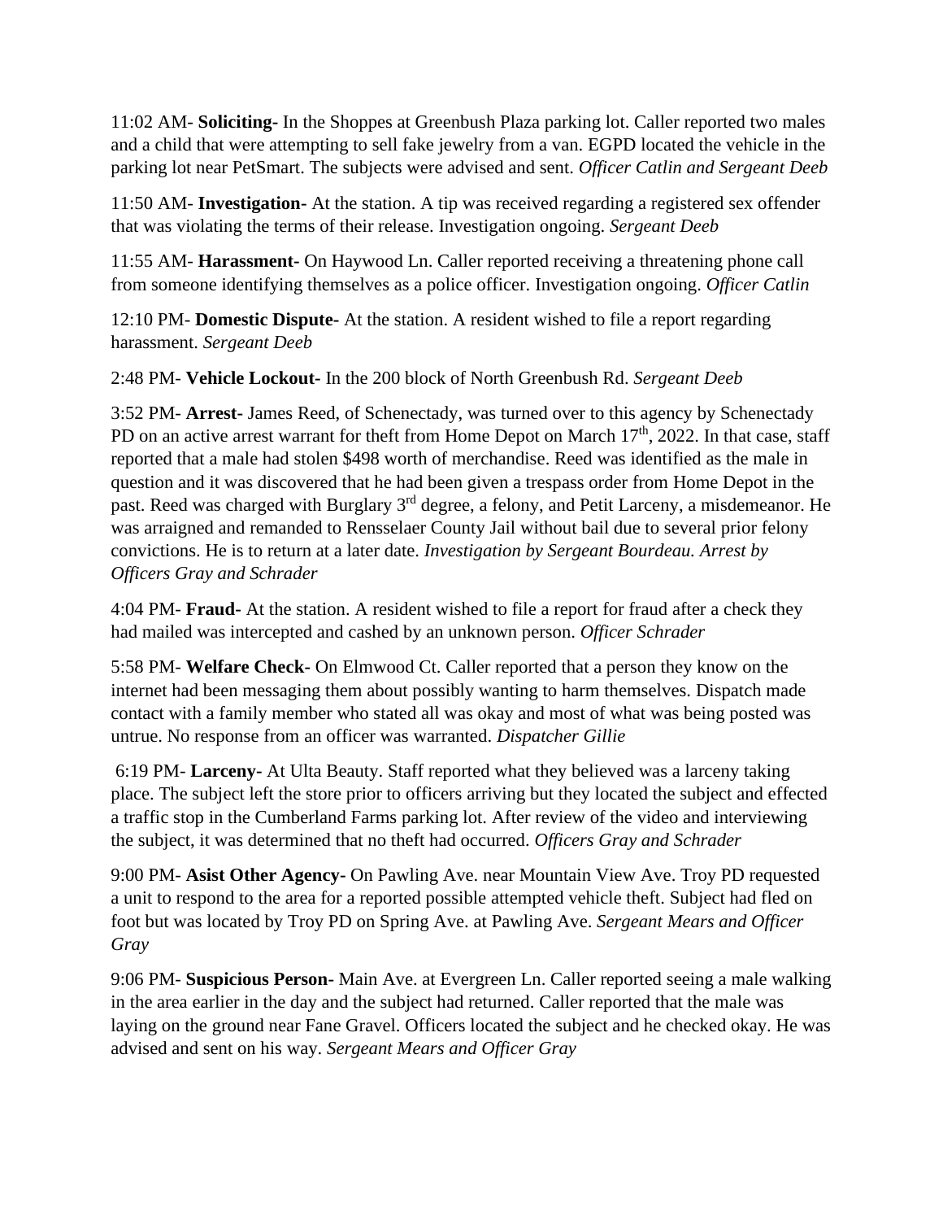11:02 AM- **Soliciting-** In the Shoppes at Greenbush Plaza parking lot. Caller reported two males and a child that were attempting to sell fake jewelry from a van. EGPD located the vehicle in the parking lot near PetSmart. The subjects were advised and sent. *Officer Catlin and Sergeant Deeb*

11:50 AM- **Investigation-** At the station. A tip was received regarding a registered sex offender that was violating the terms of their release. Investigation ongoing. *Sergeant Deeb*

11:55 AM- **Harassment-** On Haywood Ln. Caller reported receiving a threatening phone call from someone identifying themselves as a police officer. Investigation ongoing. *Officer Catlin*

12:10 PM- **Domestic Dispute-** At the station. A resident wished to file a report regarding harassment. *Sergeant Deeb*

2:48 PM- **Vehicle Lockout-** In the 200 block of North Greenbush Rd. *Sergeant Deeb*

3:52 PM- **Arrest-** James Reed, of Schenectady, was turned over to this agency by Schenectady PD on an active arrest warrant for theft from Home Depot on March 17th, 2022. In that case, staff reported that a male had stolen $498 worth of merchandise. Reed was identified as the male in question and it was discovered that he had been given a trespass order from Home Depot in the past. Reed was charged with Burglary 3rd degree, a felony, and Petit Larceny, a misdemeanor. He was arraigned and remanded to Rensselaer County Jail without bail due to several prior felony convictions. He is to return at a later date. *Investigation by Sergeant Bourdeau. Arrest by Officers Gray and Schrader*

4:04 PM- **Fraud-** At the station. A resident wished to file a report for fraud after a check they had mailed was intercepted and cashed by an unknown person. *Officer Schrader*

5:58 PM- **Welfare Check-** On Elmwood Ct. Caller reported that a person they know on the internet had been messaging them about possibly wanting to harm themselves. Dispatch made contact with a family member who stated all was okay and most of what was being posted was untrue. No response from an officer was warranted. *Dispatcher Gillie*

6:19 PM- **Larceny-** At Ulta Beauty. Staff reported what they believed was a larceny taking place. The subject left the store prior to officers arriving but they located the subject and effected a traffic stop in the Cumberland Farms parking lot. After review of the video and interviewing the subject, it was determined that no theft had occurred. *Officers Gray and Schrader*

9:00 PM- **Asist Other Agency-** On Pawling Ave. near Mountain View Ave. Troy PD requested a unit to respond to the area for a reported possible attempted vehicle theft. Subject had fled on foot but was located by Troy PD on Spring Ave. at Pawling Ave. *Sergeant Mears and Officer Gray*

9:06 PM- **Suspicious Person-** Main Ave. at Evergreen Ln. Caller reported seeing a male walking in the area earlier in the day and the subject had returned. Caller reported that the male was laying on the ground near Fane Gravel. Officers located the subject and he checked okay. He was advised and sent on his way. *Sergeant Mears and Officer Gray*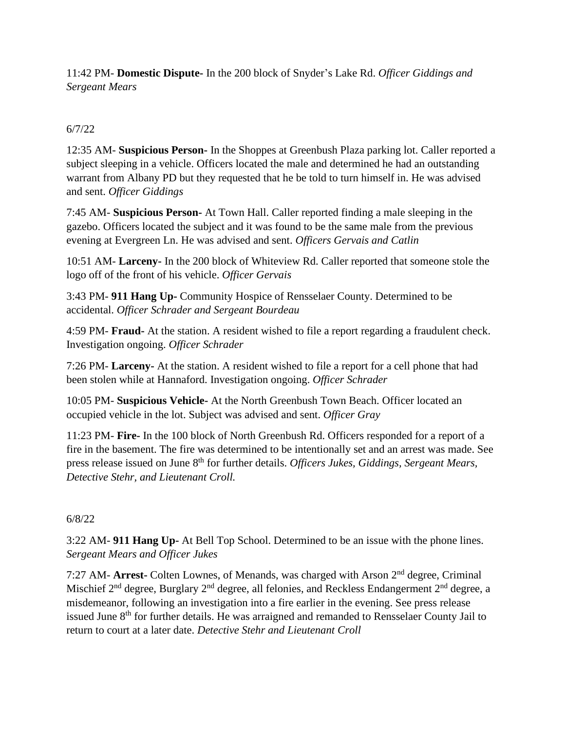11:42 PM- **Domestic Dispute-** In the 200 block of Snyder's Lake Rd. *Officer Giddings and Sergeant Mears*

6/7/22

12:35 AM- **Suspicious Person-** In the Shoppes at Greenbush Plaza parking lot. Caller reported a subject sleeping in a vehicle. Officers located the male and determined he had an outstanding warrant from Albany PD but they requested that he be told to turn himself in. He was advised and sent. *Officer Giddings*

7:45 AM- **Suspicious Person-** At Town Hall. Caller reported finding a male sleeping in the gazebo. Officers located the subject and it was found to be the same male from the previous evening at Evergreen Ln. He was advised and sent. *Officers Gervais and Catlin*

10:51 AM- **Larceny-** In the 200 block of Whiteview Rd. Caller reported that someone stole the logo off of the front of his vehicle. *Officer Gervais*

3:43 PM- **911 Hang Up-** Community Hospice of Rensselaer County. Determined to be accidental. *Officer Schrader and Sergeant Bourdeau*

4:59 PM- **Fraud-** At the station. A resident wished to file a report regarding a fraudulent check. Investigation ongoing. *Officer Schrader*

7:26 PM- **Larceny-** At the station. A resident wished to file a report for a cell phone that had been stolen while at Hannaford. Investigation ongoing. *Officer Schrader*

10:05 PM- **Suspicious Vehicle-** At the North Greenbush Town Beach. Officer located an occupied vehicle in the lot. Subject was advised and sent. *Officer Gray*

11:23 PM- **Fire-** In the 100 block of North Greenbush Rd. Officers responded for a report of a fire in the basement. The fire was determined to be intentionally set and an arrest was made. See press release issued on June 8th for further details. *Officers Jukes, Giddings, Sergeant Mears, Detective Stehr, and Lieutenant Croll.*

6/8/22

3:22 AM- **911 Hang Up-** At Bell Top School. Determined to be an issue with the phone lines. *Sergeant Mears and Officer Jukes*

7:27 AM- **Arrest-** Colten Lownes, of Menands, was charged with Arson 2nd degree, Criminal Mischief 2nd degree, Burglary 2nd degree, all felonies, and Reckless Endangerment 2nd degree, a misdemeanor, following an investigation into a fire earlier in the evening. See press release issued June 8th for further details. He was arraigned and remanded to Rensselaer County Jail to return to court at a later date. *Detective Stehr and Lieutenant Croll*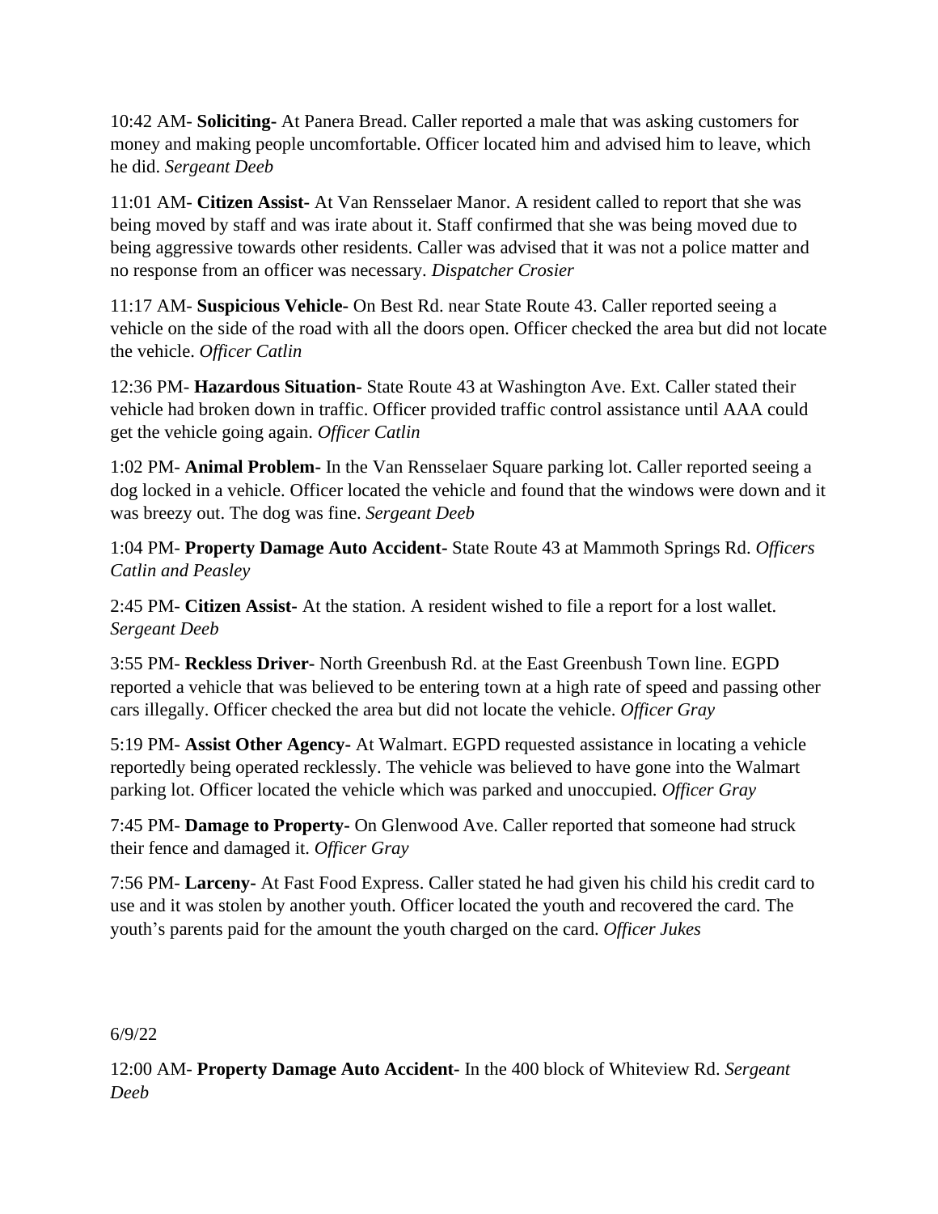10:42 AM- **Soliciting-** At Panera Bread. Caller reported a male that was asking customers for money and making people uncomfortable. Officer located him and advised him to leave, which he did. *Sergeant Deeb*

11:01 AM- **Citizen Assist-** At Van Rensselaer Manor. A resident called to report that she was being moved by staff and was irate about it. Staff confirmed that she was being moved due to being aggressive towards other residents. Caller was advised that it was not a police matter and no response from an officer was necessary. *Dispatcher Crosier*

11:17 AM- **Suspicious Vehicle-** On Best Rd. near State Route 43. Caller reported seeing a vehicle on the side of the road with all the doors open. Officer checked the area but did not locate the vehicle. *Officer Catlin*

12:36 PM- **Hazardous Situation-** State Route 43 at Washington Ave. Ext. Caller stated their vehicle had broken down in traffic. Officer provided traffic control assistance until AAA could get the vehicle going again. *Officer Catlin*

1:02 PM- **Animal Problem-** In the Van Rensselaer Square parking lot. Caller reported seeing a dog locked in a vehicle. Officer located the vehicle and found that the windows were down and it was breezy out. The dog was fine. *Sergeant Deeb*

1:04 PM- **Property Damage Auto Accident-** State Route 43 at Mammoth Springs Rd. *Officers Catlin and Peasley*

2:45 PM- **Citizen Assist-** At the station. A resident wished to file a report for a lost wallet. *Sergeant Deeb*

3:55 PM- **Reckless Driver-** North Greenbush Rd. at the East Greenbush Town line. EGPD reported a vehicle that was believed to be entering town at a high rate of speed and passing other cars illegally. Officer checked the area but did not locate the vehicle. *Officer Gray*

5:19 PM- **Assist Other Agency-** At Walmart. EGPD requested assistance in locating a vehicle reportedly being operated recklessly. The vehicle was believed to have gone into the Walmart parking lot. Officer located the vehicle which was parked and unoccupied. *Officer Gray*

7:45 PM- **Damage to Property-** On Glenwood Ave. Caller reported that someone had struck their fence and damaged it. *Officer Gray*

7:56 PM- **Larceny-** At Fast Food Express. Caller stated he had given his child his credit card to use and it was stolen by another youth. Officer located the youth and recovered the card. The youth's parents paid for the amount the youth charged on the card. *Officer Jukes*

6/9/22

12:00 AM- **Property Damage Auto Accident-** In the 400 block of Whiteview Rd. *Sergeant Deeb*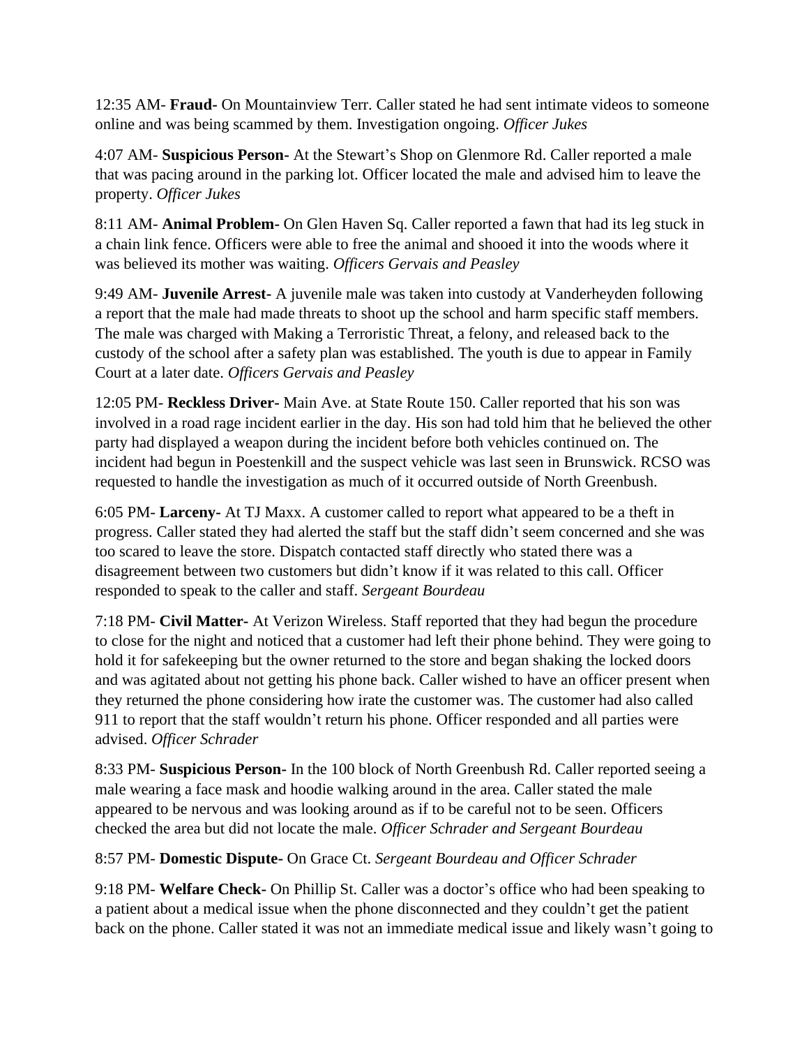12:35 AM- **Fraud-** On Mountainview Terr. Caller stated he had sent intimate videos to someone online and was being scammed by them. Investigation ongoing. *Officer Jukes*

4:07 AM- **Suspicious Person-** At the Stewart's Shop on Glenmore Rd. Caller reported a male that was pacing around in the parking lot. Officer located the male and advised him to leave the property. *Officer Jukes*

8:11 AM- **Animal Problem-** On Glen Haven Sq. Caller reported a fawn that had its leg stuck in a chain link fence. Officers were able to free the animal and shooed it into the woods where it was believed its mother was waiting. *Officers Gervais and Peasley*

9:49 AM- **Juvenile Arrest-** A juvenile male was taken into custody at Vanderheyden following a report that the male had made threats to shoot up the school and harm specific staff members. The male was charged with Making a Terroristic Threat, a felony, and released back to the custody of the school after a safety plan was established. The youth is due to appear in Family Court at a later date. *Officers Gervais and Peasley*

12:05 PM- **Reckless Driver-** Main Ave. at State Route 150. Caller reported that his son was involved in a road rage incident earlier in the day. His son had told him that he believed the other party had displayed a weapon during the incident before both vehicles continued on. The incident had begun in Poestenkill and the suspect vehicle was last seen in Brunswick. RCSO was requested to handle the investigation as much of it occurred outside of North Greenbush.

6:05 PM- **Larceny-** At TJ Maxx. A customer called to report what appeared to be a theft in progress. Caller stated they had alerted the staff but the staff didn't seem concerned and she was too scared to leave the store. Dispatch contacted staff directly who stated there was a disagreement between two customers but didn't know if it was related to this call. Officer responded to speak to the caller and staff. *Sergeant Bourdeau*

7:18 PM- **Civil Matter-** At Verizon Wireless. Staff reported that they had begun the procedure to close for the night and noticed that a customer had left their phone behind. They were going to hold it for safekeeping but the owner returned to the store and began shaking the locked doors and was agitated about not getting his phone back. Caller wished to have an officer present when they returned the phone considering how irate the customer was. The customer had also called 911 to report that the staff wouldn't return his phone. Officer responded and all parties were advised. *Officer Schrader*

8:33 PM- **Suspicious Person-** In the 100 block of North Greenbush Rd. Caller reported seeing a male wearing a face mask and hoodie walking around in the area. Caller stated the male appeared to be nervous and was looking around as if to be careful not to be seen. Officers checked the area but did not locate the male. *Officer Schrader and Sergeant Bourdeau*

8:57 PM- **Domestic Dispute-** On Grace Ct. *Sergeant Bourdeau and Officer Schrader*

9:18 PM- **Welfare Check-** On Phillip St. Caller was a doctor's office who had been speaking to a patient about a medical issue when the phone disconnected and they couldn't get the patient back on the phone. Caller stated it was not an immediate medical issue and likely wasn't going to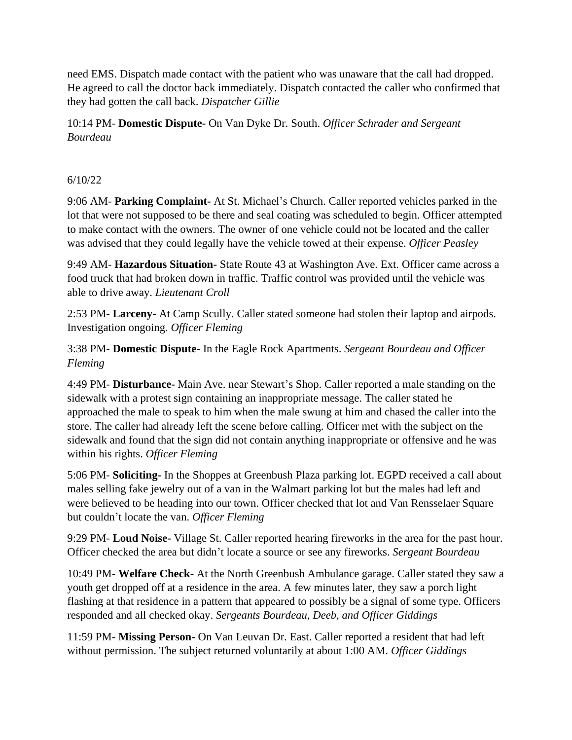need EMS. Dispatch made contact with the patient who was unaware that the call had dropped. He agreed to call the doctor back immediately. Dispatch contacted the caller who confirmed that they had gotten the call back. *Dispatcher Gillie*

10:14 PM- **Domestic Dispute-** On Van Dyke Dr. South. *Officer Schrader and Sergeant Bourdeau*

6/10/22

9:06 AM- **Parking Complaint-** At St. Michael's Church. Caller reported vehicles parked in the lot that were not supposed to be there and seal coating was scheduled to begin. Officer attempted to make contact with the owners. The owner of one vehicle could not be located and the caller was advised that they could legally have the vehicle towed at their expense. *Officer Peasley*

9:49 AM- **Hazardous Situation-** State Route 43 at Washington Ave. Ext. Officer came across a food truck that had broken down in traffic. Traffic control was provided until the vehicle was able to drive away. *Lieutenant Croll*

2:53 PM- **Larceny-** At Camp Scully. Caller stated someone had stolen their laptop and airpods. Investigation ongoing. *Officer Fleming*

3:38 PM- **Domestic Dispute-** In the Eagle Rock Apartments. *Sergeant Bourdeau and Officer Fleming*

4:49 PM- **Disturbance-** Main Ave. near Stewart's Shop. Caller reported a male standing on the sidewalk with a protest sign containing an inappropriate message. The caller stated he approached the male to speak to him when the male swung at him and chased the caller into the store. The caller had already left the scene before calling. Officer met with the subject on the sidewalk and found that the sign did not contain anything inappropriate or offensive and he was within his rights. *Officer Fleming*

5:06 PM- **Soliciting-** In the Shoppes at Greenbush Plaza parking lot. EGPD received a call about males selling fake jewelry out of a van in the Walmart parking lot but the males had left and were believed to be heading into our town. Officer checked that lot and Van Rensselaer Square but couldn't locate the van. *Officer Fleming*

9:29 PM- **Loud Noise-** Village St. Caller reported hearing fireworks in the area for the past hour. Officer checked the area but didn't locate a source or see any fireworks. *Sergeant Bourdeau*

10:49 PM- **Welfare Check-** At the North Greenbush Ambulance garage. Caller stated they saw a youth get dropped off at a residence in the area. A few minutes later, they saw a porch light flashing at that residence in a pattern that appeared to possibly be a signal of some type. Officers responded and all checked okay. *Sergeants Bourdeau, Deeb, and Officer Giddings*

11:59 PM- **Missing Person-** On Van Leuvan Dr. East. Caller reported a resident that had left without permission. The subject returned voluntarily at about 1:00 AM. *Officer Giddings*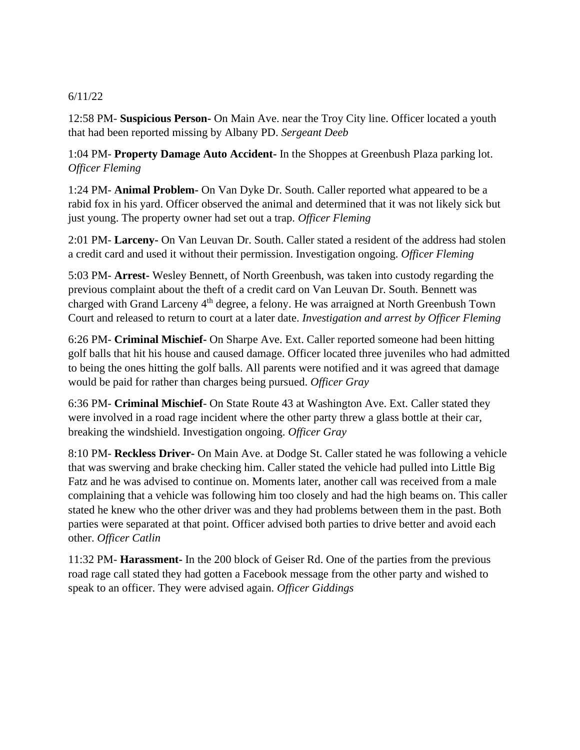6/11/22

12:58 PM- **Suspicious Person-** On Main Ave. near the Troy City line. Officer located a youth that had been reported missing by Albany PD. *Sergeant Deeb*

1:04 PM- **Property Damage Auto Accident-** In the Shoppes at Greenbush Plaza parking lot. *Officer Fleming*

1:24 PM- **Animal Problem-** On Van Dyke Dr. South. Caller reported what appeared to be a rabid fox in his yard. Officer observed the animal and determined that it was not likely sick but just young. The property owner had set out a trap. *Officer Fleming*

2:01 PM- **Larceny-** On Van Leuvan Dr. South. Caller stated a resident of the address had stolen a credit card and used it without their permission. Investigation ongoing. *Officer Fleming*

5:03 PM- **Arrest-** Wesley Bennett, of North Greenbush, was taken into custody regarding the previous complaint about the theft of a credit card on Van Leuvan Dr. South. Bennett was charged with Grand Larceny 4th degree, a felony. He was arraigned at North Greenbush Town Court and released to return to court at a later date. *Investigation and arrest by Officer Fleming*

6:26 PM- **Criminal Mischief-** On Sharpe Ave. Ext. Caller reported someone had been hitting golf balls that hit his house and caused damage. Officer located three juveniles who had admitted to being the ones hitting the golf balls. All parents were notified and it was agreed that damage would be paid for rather than charges being pursued. *Officer Gray*

6:36 PM- **Criminal Mischief**- On State Route 43 at Washington Ave. Ext. Caller stated they were involved in a road rage incident where the other party threw a glass bottle at their car, breaking the windshield. Investigation ongoing. *Officer Gray*

8:10 PM- **Reckless Driver-** On Main Ave. at Dodge St. Caller stated he was following a vehicle that was swerving and brake checking him. Caller stated the vehicle had pulled into Little Big Fatz and he was advised to continue on. Moments later, another call was received from a male complaining that a vehicle was following him too closely and had the high beams on. This caller stated he knew who the other driver was and they had problems between them in the past. Both parties were separated at that point. Officer advised both parties to drive better and avoid each other. *Officer Catlin*

11:32 PM- **Harassment-** In the 200 block of Geiser Rd. One of the parties from the previous road rage call stated they had gotten a Facebook message from the other party and wished to speak to an officer. They were advised again. *Officer Giddings*